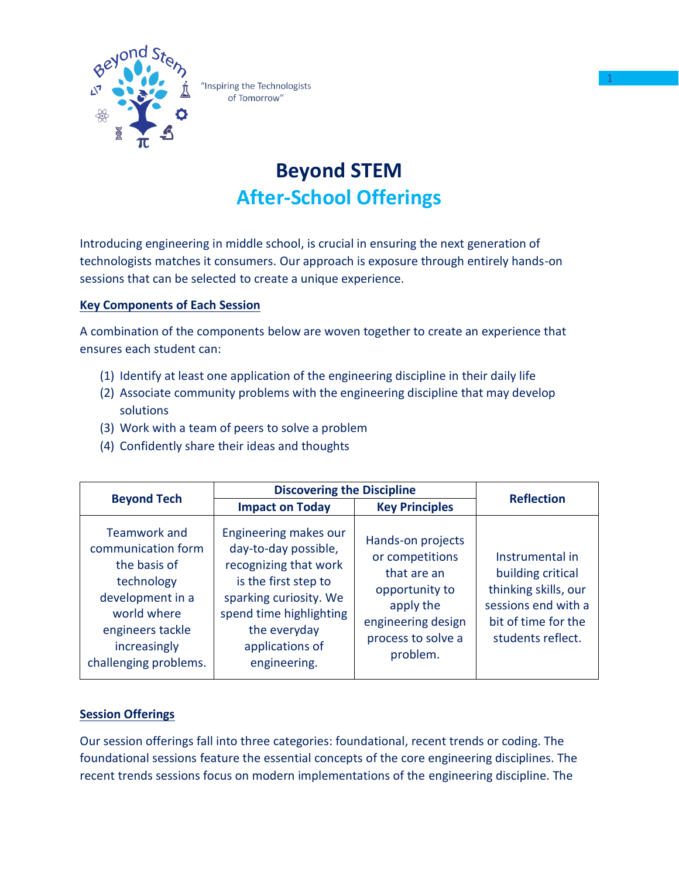"Inspiring the Technologists of Tomorrow"

# Beyond STEM

## After-School Offerings

Introducing engineering in middle school, is crucial in ensuring the next generation of technologists matches it consumers. Our approach is exposure through entirely hands-on sessions that can be selected to create a unique experience.

### Key Components of Each Session

A combination of the components below are woven together to create an experience that ensures each student can:

(1) Identify at least one application of the engineering discipline in their daily life
(2) Associate community problems with the engineering discipline that may develop solutions
(3) Work with a team of peers to solve a problem
(4) Confidently share their ideas and thoughts

| Beyond Tech | Discovering the Discipline | | Reflection |
|---|---|---|---|
| | Impact on Today | Key Principles | |
| Teamwork and communication form the basis of technology development in a world where engineers tackle increasingly challenging problems. | Engineering makes our day-to-day possible, recognizing that work is the first step to sparking curiosity. We spend time highlighting the everyday applications of engineering. | Hands-on projects or competitions that are an opportunity to apply the engineering design process to solve a problem. | Instrumental in building critical thinking skills, our sessions end with a bit of time for the students reflect. |

### Session Offerings

Our session offerings fall into three categories: foundational, recent trends or coding. The foundational sessions feature the essential concepts of the core engineering disciplines. The recent trends sessions focus on modern implementations of the engineering discipline. The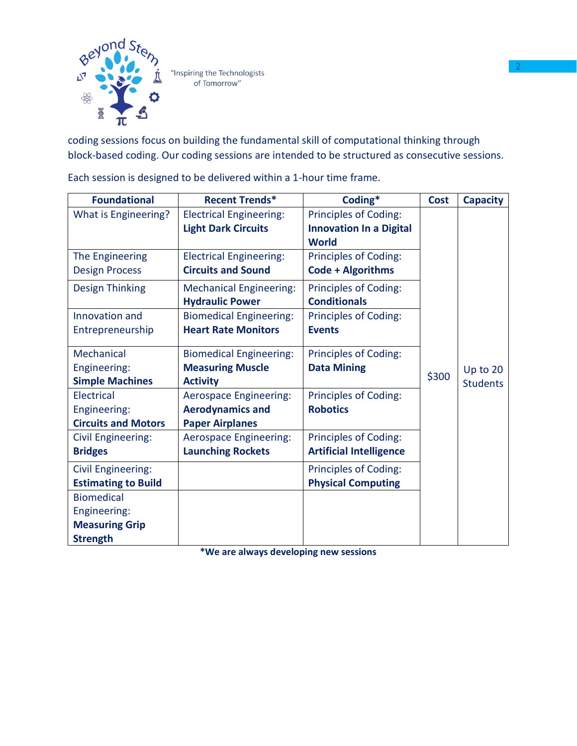"Inspiring the Technologists of Tomorrow"

coding sessions focus on building the fundamental skill of computational thinking through block-based coding. Our coding sessions are intended to be structured as consecutive sessions.

Each session is designed to be delivered within a 1-hour time frame.

| Foundational | Recent Trends* | Coding* | Cost | Capacity |
|---|---|---|---|---|
| What is Engineering? | Electrical Engineering: **Light Dark Circuits** | Principles of Coding: **Innovation In a Digital World** | $300 | Up to 20 Students |
| The Engineering Design Process | Electrical Engineering: **Circuits and Sound** | Principles of Coding: **Code + Algorithms** | | |
| Design Thinking | Mechanical Engineering: **Hydraulic Power** | Principles of Coding: **Conditionals** | | |
| Innovation and Entrepreneurship | Biomedical Engineering: **Heart Rate Monitors** | Principles of Coding: **Events** | | |
| Mechanical Engineering: **Simple Machines** | Biomedical Engineering: **Measuring Muscle Activity** | Principles of Coding: **Data Mining** | | |
| Electrical Engineering: **Circuits and Motors** | Aerospace Engineering: **Aerodynamics and Paper Airplanes** | Principles of Coding: **Robotics** | | |
| Civil Engineering: **Bridges** | Aerospace Engineering: **Launching Rockets** | Principles of Coding: **Artificial Intelligence** | | |
| Civil Engineering: **Estimating to Build** | | Principles of Coding: **Physical Computing** | | |
| Biomedical Engineering: **Measuring Grip Strength** | | | | |

**\*We are always developing new sessions**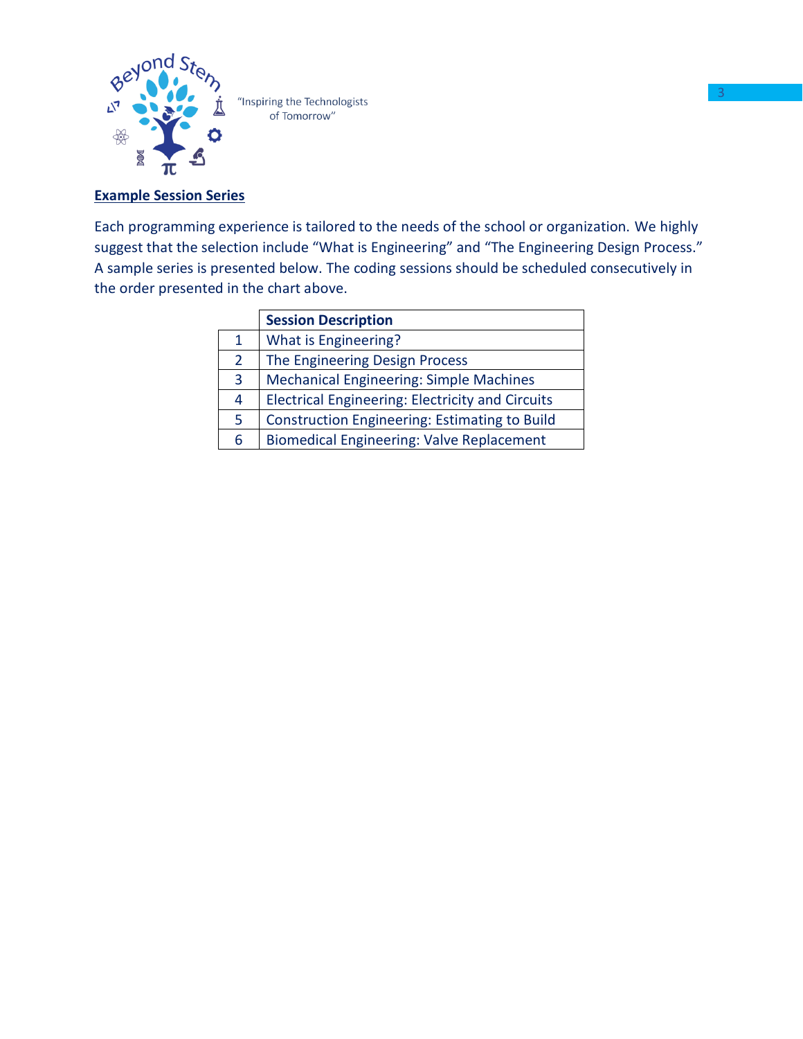## Example Session Series

Each programming experience is tailored to the needs of the school or organization. We highly suggest that the selection include "What is Engineering" and "The Engineering Design Process." A sample series is presented below. The coding sessions should be scheduled consecutively in the order presented in the chart above.

| | **Session Description** |
|---|---|
| 1 | What is Engineering? |
| 2 | The Engineering Design Process |
| 3 | Mechanical Engineering: Simple Machines |
| 4 | Electrical Engineering: Electricity and Circuits |
| 5 | Construction Engineering: Estimating to Build |
| 6 | Biomedical Engineering: Valve Replacement |